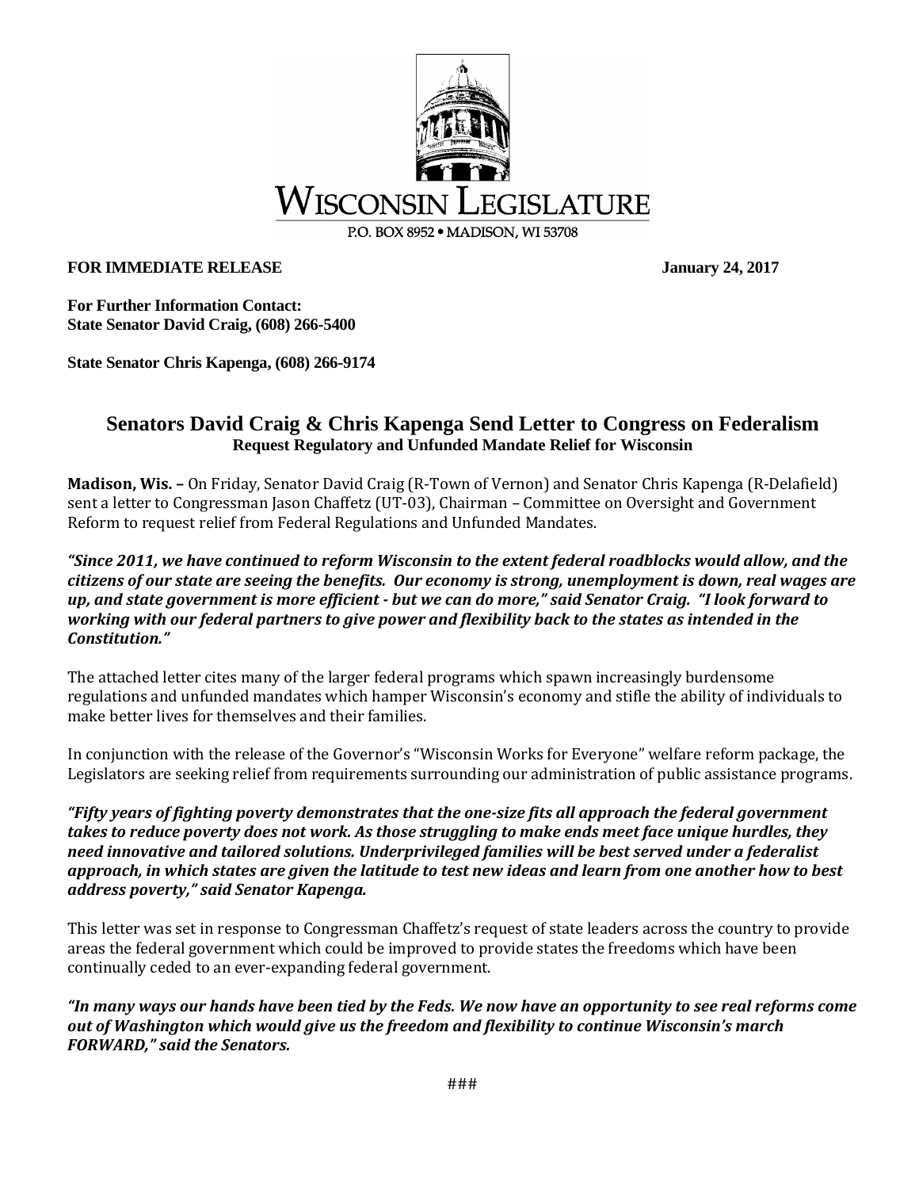**WISCONSIN LEGISLATURE**

P.O. BOX 8952 • MADISON, WI 53708

**FOR IMMEDIATE RELEASE** **January 24, 2017**

**For Further Information Contact:**
**State Senator David Craig, (608) 266-5400**

**State Senator Chris Kapenga, (608) 266-9174**

## Senators David Craig & Chris Kapenga Send Letter to Congress on Federalism

**Request Regulatory and Unfunded Mandate Relief for Wisconsin**

**Madison, Wis. –** On Friday, Senator David Craig (R-Town of Vernon) and Senator Chris Kapenga (R-Delafield) sent a letter to Congressman Jason Chaffetz (UT-03), Chairman – Committee on Oversight and Government Reform to request relief from Federal Regulations and Unfunded Mandates.

***"Since 2011, we have continued to reform Wisconsin to the extent federal roadblocks would allow, and the citizens of our state are seeing the benefits. Our economy is strong, unemployment is down, real wages are up, and state government is more efficient - but we can do more," said Senator Craig. "I look forward to working with our federal partners to give power and flexibility back to the states as intended in the Constitution."***

The attached letter cites many of the larger federal programs which spawn increasingly burdensome regulations and unfunded mandates which hamper Wisconsin's economy and stifle the ability of individuals to make better lives for themselves and their families.

In conjunction with the release of the Governor's "Wisconsin Works for Everyone" welfare reform package, the Legislators are seeking relief from requirements surrounding our administration of public assistance programs.

***"Fifty years of fighting poverty demonstrates that the one-size fits all approach the federal government takes to reduce poverty does not work. As those struggling to make ends meet face unique hurdles, they need innovative and tailored solutions. Underprivileged families will be best served under a federalist approach, in which states are given the latitude to test new ideas and learn from one another how to best address poverty," said Senator Kapenga.***

This letter was set in response to Congressman Chaffetz's request of state leaders across the country to provide areas the federal government which could be improved to provide states the freedoms which have been continually ceded to an ever-expanding federal government.

***"In many ways our hands have been tied by the Feds. We now have an opportunity to see real reforms come out of Washington which would give us the freedom and flexibility to continue Wisconsin's march FORWARD," said the Senators.***

###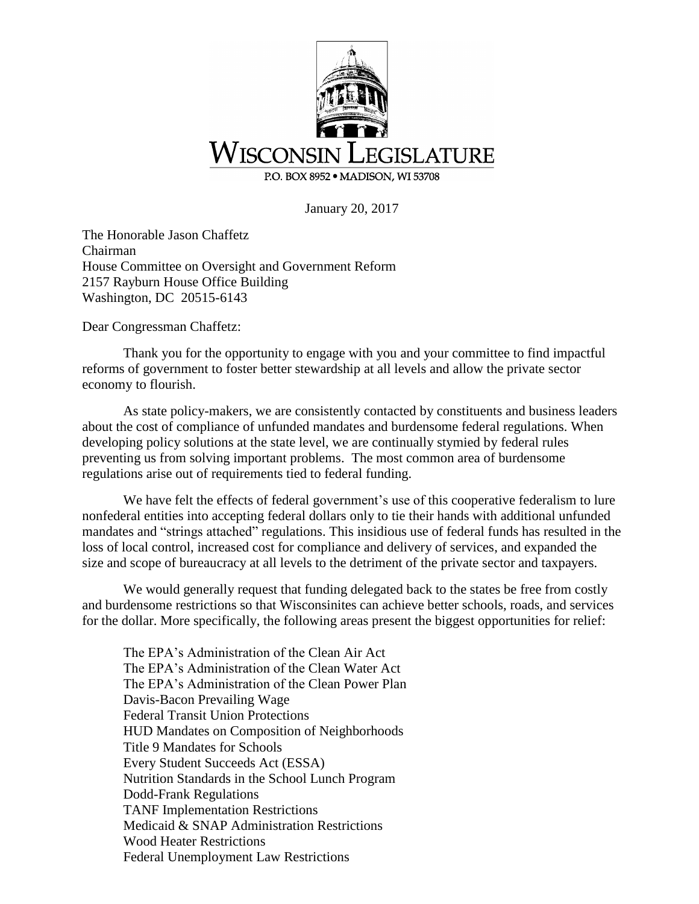WISCONSIN LEGISLATURE

P.O. BOX 8952 • MADISON, WI 53708

January 20, 2017

The Honorable Jason Chaffetz
Chairman
House Committee on Oversight and Government Reform
2157 Rayburn House Office Building
Washington, DC 20515-6143

Dear Congressman Chaffetz:

Thank you for the opportunity to engage with you and your committee to find impactful reforms of government to foster better stewardship at all levels and allow the private sector economy to flourish.

As state policy-makers, we are consistently contacted by constituents and business leaders about the cost of compliance of unfunded mandates and burdensome federal regulations. When developing policy solutions at the state level, we are continually stymied by federal rules preventing us from solving important problems. The most common area of burdensome regulations arise out of requirements tied to federal funding.

We have felt the effects of federal government's use of this cooperative federalism to lure nonfederal entities into accepting federal dollars only to tie their hands with additional unfunded mandates and "strings attached" regulations. This insidious use of federal funds has resulted in the loss of local control, increased cost for compliance and delivery of services, and expanded the size and scope of bureaucracy at all levels to the detriment of the private sector and taxpayers.

We would generally request that funding delegated back to the states be free from costly and burdensome restrictions so that Wisconsinites can achieve better schools, roads, and services for the dollar. More specifically, the following areas present the biggest opportunities for relief:

The EPA's Administration of the Clean Air Act
The EPA's Administration of the Clean Water Act
The EPA's Administration of the Clean Power Plan
Davis-Bacon Prevailing Wage
Federal Transit Union Protections
HUD Mandates on Composition of Neighborhoods
Title 9 Mandates for Schools
Every Student Succeeds Act (ESSA)
Nutrition Standards in the School Lunch Program
Dodd-Frank Regulations
TANF Implementation Restrictions
Medicaid & SNAP Administration Restrictions
Wood Heater Restrictions
Federal Unemployment Law Restrictions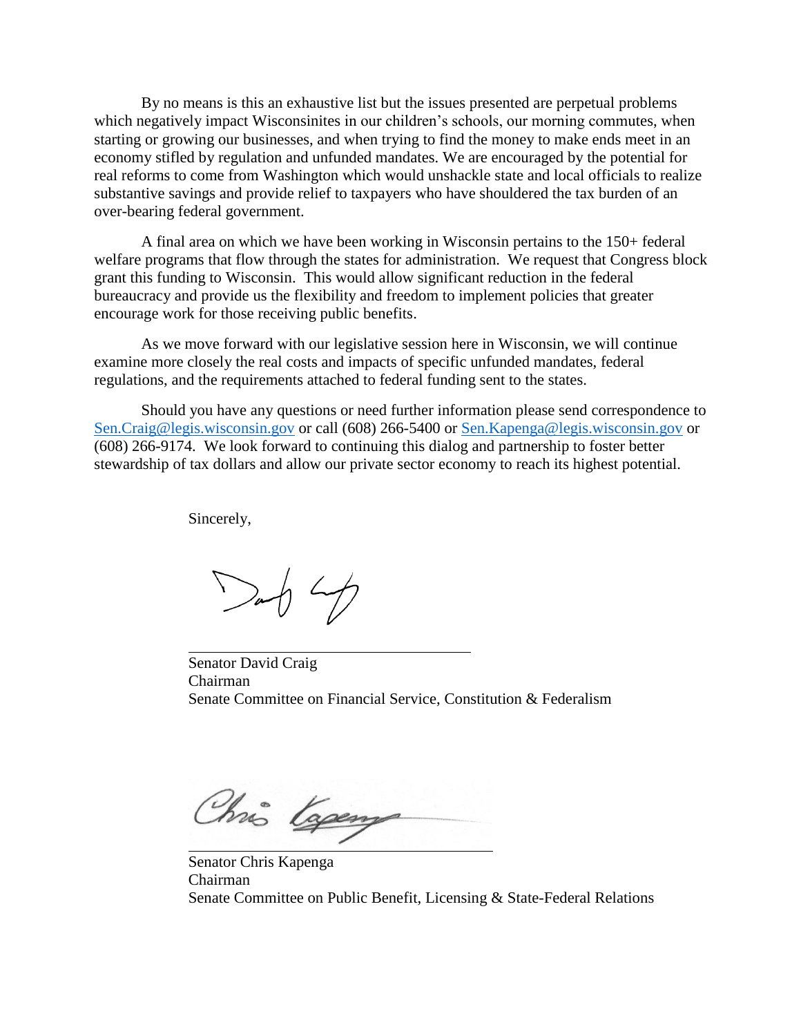By no means is this an exhaustive list but the issues presented are perpetual problems which negatively impact Wisconsinites in our children's schools, our morning commutes, when starting or growing our businesses, and when trying to find the money to make ends meet in an economy stifled by regulation and unfunded mandates. We are encouraged by the potential for real reforms to come from Washington which would unshackle state and local officials to realize substantive savings and provide relief to taxpayers who have shouldered the tax burden of an over-bearing federal government.

A final area on which we have been working in Wisconsin pertains to the 150+ federal welfare programs that flow through the states for administration. We request that Congress block grant this funding to Wisconsin. This would allow significant reduction in the federal bureaucracy and provide us the flexibility and freedom to implement policies that greater encourage work for those receiving public benefits.

As we move forward with our legislative session here in Wisconsin, we will continue examine more closely the real costs and impacts of specific unfunded mandates, federal regulations, and the requirements attached to federal funding sent to the states.

Should you have any questions or need further information please send correspondence to Sen.Craig@legis.wisconsin.gov or call (608) 266-5400 or Sen.Kapenga@legis.wisconsin.gov or (608) 266-9174. We look forward to continuing this dialog and partnership to foster better stewardship of tax dollars and allow our private sector economy to reach its highest potential.

Sincerely,

Senator David Craig
Chairman
Senate Committee on Financial Service, Constitution & Federalism

Senator Chris Kapenga
Chairman
Senate Committee on Public Benefit, Licensing & State-Federal Relations